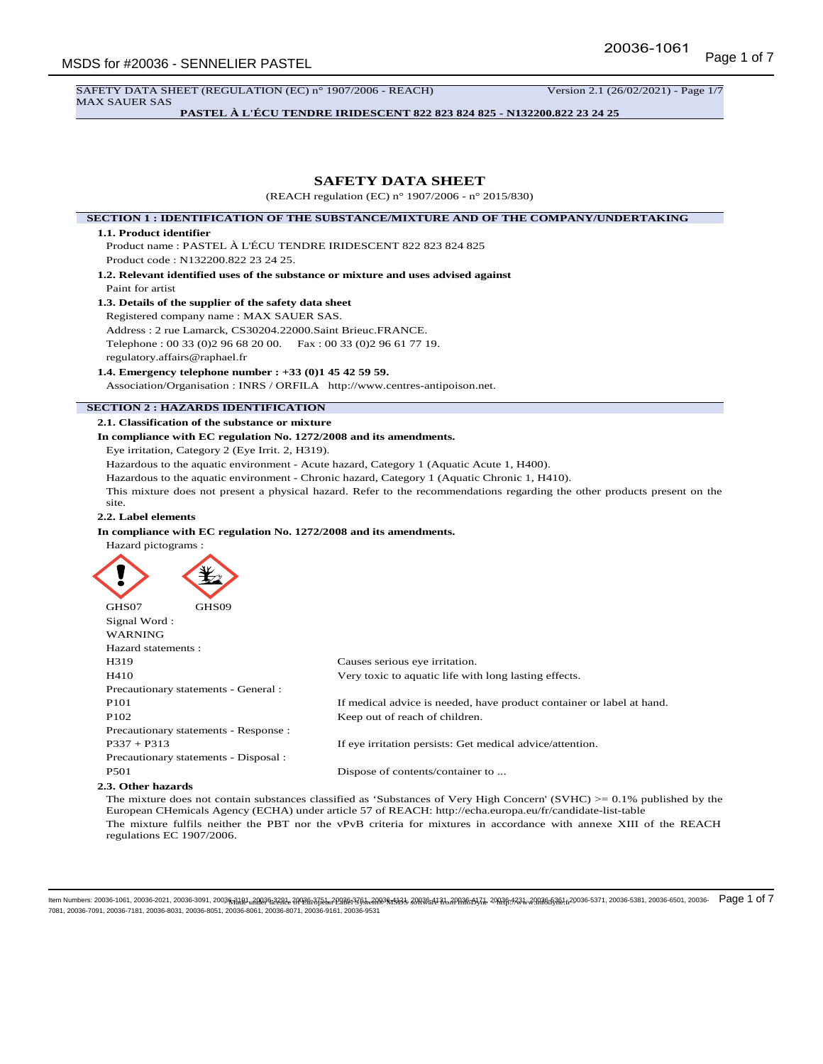SAFETY DATA SHEET (REGULATION (EC) n° 1907/2006 - REACH) Version 2.1 (26/02/2021) - Page 1/7
MAX SAUER SAS
**PASTEL À L'ÉCU TENDRE IRIDESCENT 822 823 824 825 - N132200.822 23 24 25**

# SAFETY DATA SHEET

(REACH regulation (EC) n° 1907/2006 - n° 2015/830)

## SECTION 1 : IDENTIFICATION OF THE SUBSTANCE/MIXTURE AND OF THE COMPANY/UNDERTAKING

**1.1. Product identifier**

Product name : PASTEL À L'ÉCU TENDRE IRIDESCENT 822 823 824 825

Product code : N132200.822 23 24 25.

**1.2. Relevant identified uses of the substance or mixture and uses advised against**

Paint for artist

**1.3. Details of the supplier of the safety data sheet**

Registered company name : MAX SAUER SAS.

Address : 2 rue Lamarck, CS30204.22000.Saint Brieuc.FRANCE.

Telephone : 00 33 (0)2 96 68 20 00. Fax : 00 33 (0)2 96 61 77 19.

regulatory.affairs@raphael.fr

**1.4. Emergency telephone number : +33 (0)1 45 42 59 59.**

Association/Organisation : INRS / ORFILA http://www.centres-antipoison.net.

## SECTION 2 : HAZARDS IDENTIFICATION

**2.1. Classification of the substance or mixture**

**In compliance with EC regulation No. 1272/2008 and its amendments.**

Eye irritation, Category 2 (Eye Irrit. 2, H319).

Hazardous to the aquatic environment - Acute hazard, Category 1 (Aquatic Acute 1, H400).

Hazardous to the aquatic environment - Chronic hazard, Category 1 (Aquatic Chronic 1, H410).

This mixture does not present a physical hazard. Refer to the recommendations regarding the other products present on the site.

**2.2. Label elements**

**In compliance with EC regulation No. 1272/2008 and its amendments.**

Hazard pictograms :

GHS07 GHS09

Signal Word :

WARNING

Hazard statements :

| | |
|---|---|
| H319 | Causes serious eye irritation. |
| H410 | Very toxic to aquatic life with long lasting effects. |

Precautionary statements - General :

| | |
|---|---|
| P101 | If medical advice is needed, have product container or label at hand. |
| P102 | Keep out of reach of children. |

Precautionary statements - Response :

| | |
|---|---|
| P337 + P313 | If eye irritation persists: Get medical advice/attention. |

Precautionary statements - Disposal :

| | |
|---|---|
| P501 | Dispose of contents/container to ... |

**2.3. Other hazards**

The mixture does not contain substances classified as 'Substances of Very High Concern' (SVHC) >= 0.1% published by the European CHemicals Agency (ECHA) under article 57 of REACH: http://echa.europa.eu/fr/candidate-list-table

The mixture fulfils neither the PBT nor the vPvB criteria for mixtures in accordance with annexe XIII of the REACH regulations EC 1907/2006.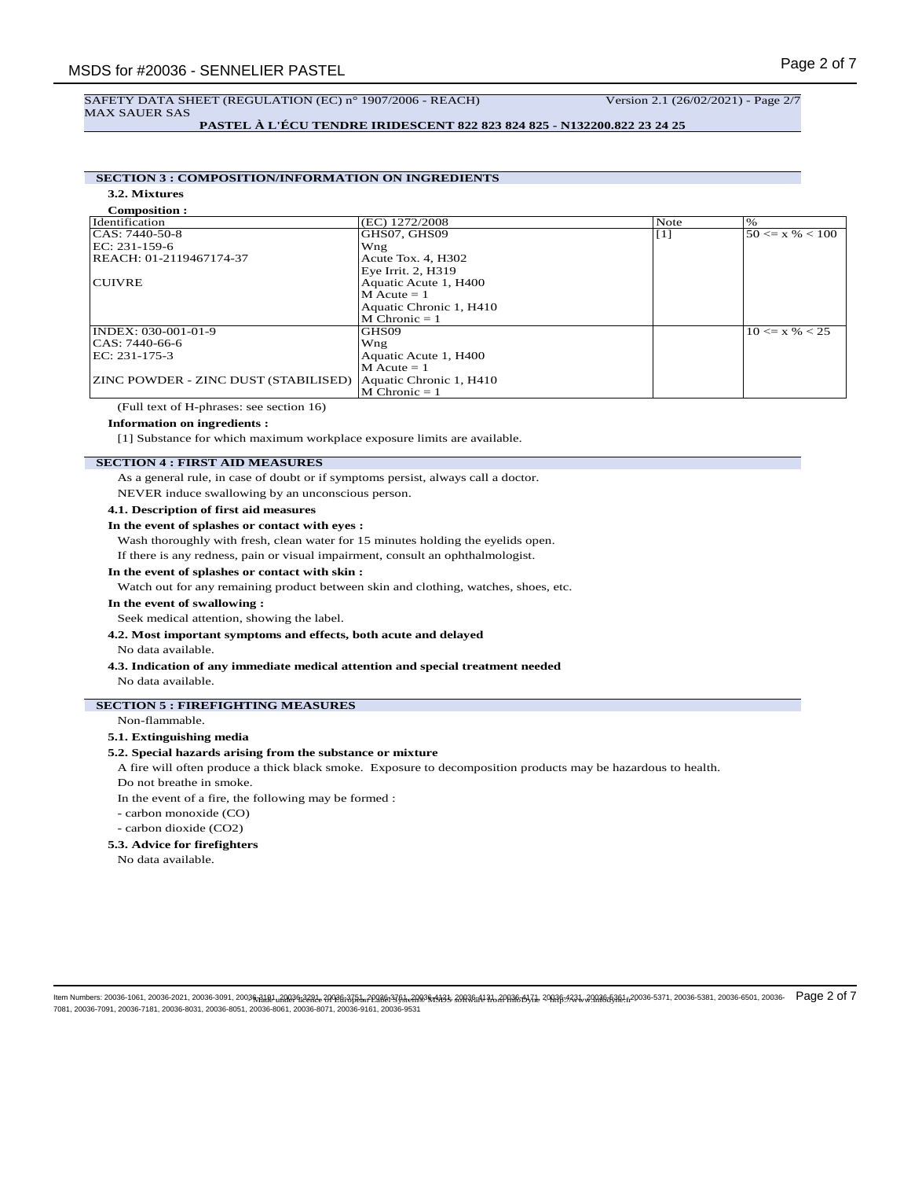SAFETY DATA SHEET (REGULATION (EC) n° 1907/2006 - REACH) Version 2.1 (26/02/2021) - Page 2/7
MAX SAUER SAS

**PASTEL À L'ÉCU TENDRE IRIDESCENT 822 823 824 825 - N132200.822 23 24 25**

## SECTION 3 : COMPOSITION/INFORMATION ON INGREDIENTS

### 3.2. Mixtures

**Composition :**

| Identification | (EC) 1272/2008 | Note | % |
|---|---|---|---|
| CAS: 7440-50-8<br>EC: 231-159-6<br>REACH: 01-2119467174-37<br><br>CUIVRE | GHS07, GHS09<br>Wng<br>Acute Tox. 4, H302<br>Eye Irrit. 2, H319<br>Aquatic Acute 1, H400<br>M Acute = 1<br>Aquatic Chronic 1, H410<br>M Chronic = 1 | [1] | 50 <= x % < 100 |
| INDEX: 030-001-01-9<br>CAS: 7440-66-6<br>EC: 231-175-3<br><br>ZINC POWDER - ZINC DUST (STABILISED) | GHS09<br>Wng<br>Aquatic Acute 1, H400<br>M Acute = 1<br>Aquatic Chronic 1, H410<br>M Chronic = 1 | | 10 <= x % < 25 |

(Full text of H-phrases: see section 16)

**Information on ingredients :**

[1] Substance for which maximum workplace exposure limits are available.

## SECTION 4 : FIRST AID MEASURES

As a general rule, in case of doubt or if symptoms persist, always call a doctor.

NEVER induce swallowing by an unconscious person.

### 4.1. Description of first aid measures

**In the event of splashes or contact with eyes :**

Wash thoroughly with fresh, clean water for 15 minutes holding the eyelids open.

If there is any redness, pain or visual impairment, consult an ophthalmologist.

**In the event of splashes or contact with skin :**

Watch out for any remaining product between skin and clothing, watches, shoes, etc.

**In the event of swallowing :**

Seek medical attention, showing the label.

### 4.2. Most important symptoms and effects, both acute and delayed

No data available.

### 4.3. Indication of any immediate medical attention and special treatment needed

No data available.

## SECTION 5 : FIREFIGHTING MEASURES

Non-flammable.

### 5.1. Extinguishing media

### 5.2. Special hazards arising from the substance or mixture

A fire will often produce a thick black smoke. Exposure to decomposition products may be hazardous to health.

Do not breathe in smoke.

In the event of a fire, the following may be formed :

- carbon monoxide (CO)
- carbon dioxide ($CO_2$)

### 5.3. Advice for firefighters

No data available.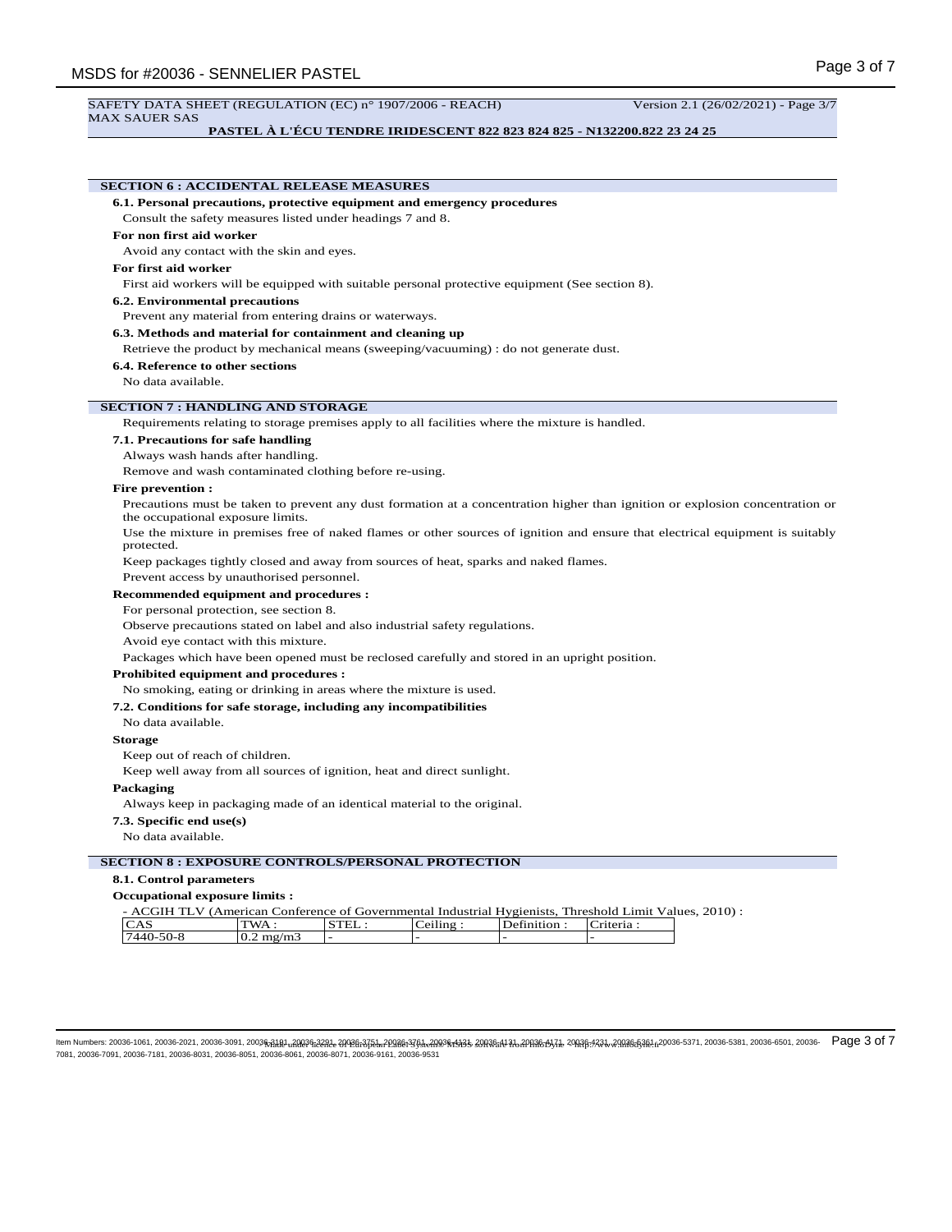SAFETY DATA SHEET (REGULATION (EC) n° 1907/2006 - REACH) Version 2.1 (26/02/2021) - Page 3/7
MAX SAUER SAS

**PASTEL À L'ÉCU TENDRE IRIDESCENT 822 823 824 825 - N132200.822 23 24 25**

## SECTION 6 : ACCIDENTAL RELEASE MEASURES

### 6.1. Personal precautions, protective equipment and emergency procedures

Consult the safety measures listed under headings 7 and 8.

**For non first aid worker**

Avoid any contact with the skin and eyes.

**For first aid worker**

First aid workers will be equipped with suitable personal protective equipment (See section 8).

### 6.2. Environmental precautions

Prevent any material from entering drains or waterways.

### 6.3. Methods and material for containment and cleaning up

Retrieve the product by mechanical means (sweeping/vacuuming) : do not generate dust.

### 6.4. Reference to other sections

No data available.

## SECTION 7 : HANDLING AND STORAGE

Requirements relating to storage premises apply to all facilities where the mixture is handled.

### 7.1. Precautions for safe handling

Always wash hands after handling.

Remove and wash contaminated clothing before re-using.

**Fire prevention :**

Precautions must be taken to prevent any dust formation at a concentration higher than ignition or explosion concentration or the occupational exposure limits.

Use the mixture in premises free of naked flames or other sources of ignition and ensure that electrical equipment is suitably protected.

Keep packages tightly closed and away from sources of heat, sparks and naked flames.

Prevent access by unauthorised personnel.

**Recommended equipment and procedures :**

For personal protection, see section 8.

Observe precautions stated on label and also industrial safety regulations.

Avoid eye contact with this mixture.

Packages which have been opened must be reclosed carefully and stored in an upright position.

**Prohibited equipment and procedures :**

No smoking, eating or drinking in areas where the mixture is used.

### 7.2. Conditions for safe storage, including any incompatibilities

No data available.

**Storage**

Keep out of reach of children.

Keep well away from all sources of ignition, heat and direct sunlight.

**Packaging**

Always keep in packaging made of an identical material to the original.

### 7.3. Specific end use(s)

No data available.

## SECTION 8 : EXPOSURE CONTROLS/PERSONAL PROTECTION

### 8.1. Control parameters

**Occupational exposure limits :**

- ACGIH TLV (American Conference of Governmental Industrial Hygienists, Threshold Limit Values, 2010) :

| CAS | TWA : | STEL : | Ceiling : | Definition : | Criteria : |
|---|---|---|---|---|---|
| 7440-50-8 | 0.2 mg/m3 | - | - | - | - |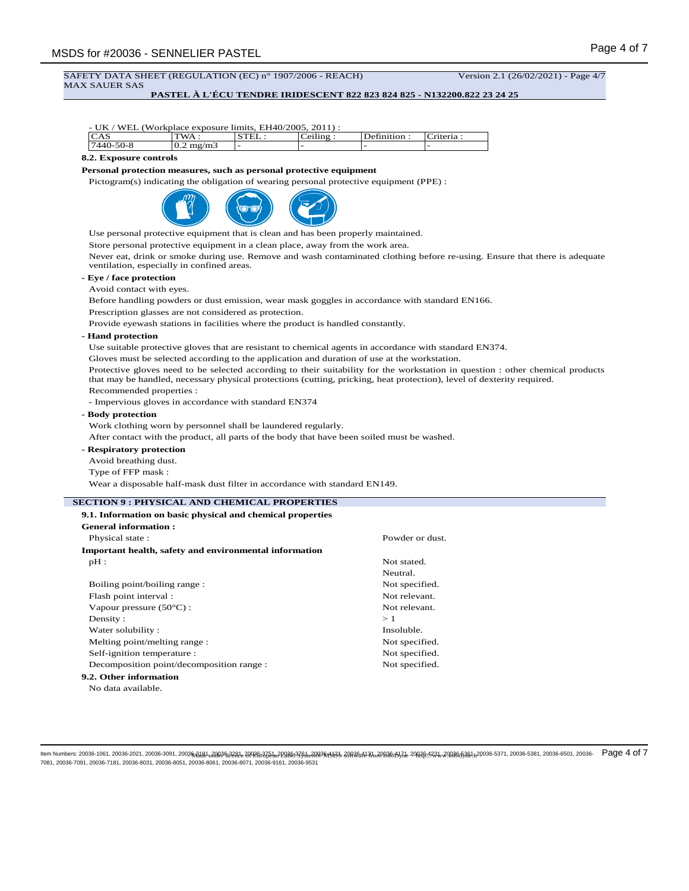SAFETY DATA SHEET (REGULATION (EC) n° 1907/2006 - REACH) Version 2.1 (26/02/2021) - Page 4/7
MAX SAUER SAS

**PASTEL À L'ÉCU TENDRE IRIDESCENT 822 823 824 825 - N132200.822 23 24 25**

- UK / WEL (Workplace exposure limits, EH40/2005, 2011) :

| CAS | TWA : | STEL : | Ceiling : | Definition : | Criteria : |
|---|---|---|---|---|---|
| 7440-50-8 | 0.2 mg/m3 | - | - | - | - |

**8.2. Exposure controls**

**Personal protection measures, such as personal protective equipment**

Pictogram(s) indicating the obligation of wearing personal protective equipment (PPE) :

Use personal protective equipment that is clean and has been properly maintained.

Store personal protective equipment in a clean place, away from the work area.

Never eat, drink or smoke during use. Remove and wash contaminated clothing before re-using. Ensure that there is adequate ventilation, especially in confined areas.

**- Eye / face protection**

Avoid contact with eyes.

Before handling powders or dust emission, wear mask goggles in accordance with standard EN166.

Prescription glasses are not considered as protection.

Provide eyewash stations in facilities where the product is handled constantly.

**- Hand protection**

Use suitable protective gloves that are resistant to chemical agents in accordance with standard EN374.

Gloves must be selected according to the application and duration of use at the workstation.

Protective gloves need to be selected according to their suitability for the workstation in question : other chemical products that may be handled, necessary physical protections (cutting, pricking, heat protection), level of dexterity required.

Recommended properties :

- Impervious gloves in accordance with standard EN374

**- Body protection**

Work clothing worn by personnel shall be laundered regularly.

After contact with the product, all parts of the body that have been soiled must be washed.

**- Respiratory protection**

Avoid breathing dust.

Type of FFP mask :

Wear a disposable half-mask dust filter in accordance with standard EN149.

## SECTION 9 : PHYSICAL AND CHEMICAL PROPERTIES

**9.1. Information on basic physical and chemical properties**

**General information :**

Physical state : Powder or dust.

**Important health, safety and environmental information**

pH : Not stated.
Neutral.

Boiling point/boiling range : Not specified.

Flash point interval : Not relevant.

Vapour pressure (50°C) : Not relevant.

Density : > 1

Water solubility : Insoluble.

Melting point/melting range : Not specified.

Self-ignition temperature : Not specified.

Decomposition point/decomposition range : Not specified.

**9.2. Other information**

No data available.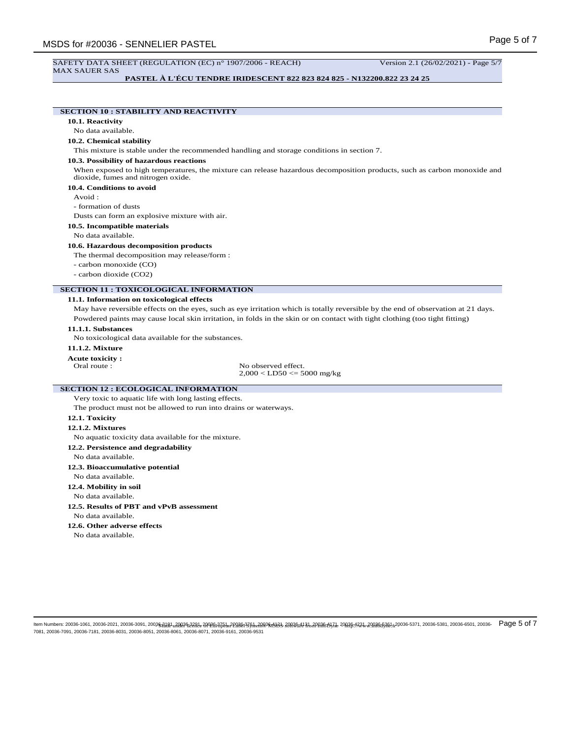SAFETY DATA SHEET (REGULATION (EC) n° 1907/2006 - REACH) Version 2.1 (26/02/2021) - Page 5/7
MAX SAUER SAS

**PASTEL À L'ÉCU TENDRE IRIDESCENT 822 823 824 825 - N132200.822 23 24 25**

## SECTION 10 : STABILITY AND REACTIVITY

**10.1. Reactivity**

No data available.

**10.2. Chemical stability**

This mixture is stable under the recommended handling and storage conditions in section 7.

**10.3. Possibility of hazardous reactions**

When exposed to high temperatures, the mixture can release hazardous decomposition products, such as carbon monoxide and dioxide, fumes and nitrogen oxide.

**10.4. Conditions to avoid**

Avoid :

- formation of dusts

Dusts can form an explosive mixture with air.

**10.5. Incompatible materials**

No data available.

**10.6. Hazardous decomposition products**

The thermal decomposition may release/form :

- carbon monoxide (CO)
- carbon dioxide ($CO_2$)

## SECTION 11 : TOXICOLOGICAL INFORMATION

**11.1. Information on toxicological effects**

May have reversible effects on the eyes, such as eye irritation which is totally reversible by the end of observation at 21 days.

Powdered paints may cause local skin irritation, in folds in the skin or on contact with tight clothing (too tight fitting)

**11.1.1. Substances**

No toxicological data available for the substances.

**11.1.2. Mixture**

**Acute toxicity :**

| Oral route : | No observed effect. |
|---|---|
| | 2,000 < LD50 <= 5000 mg/kg |

## SECTION 12 : ECOLOGICAL INFORMATION

Very toxic to aquatic life with long lasting effects.

The product must not be allowed to run into drains or waterways.

**12.1. Toxicity**

**12.1.2. Mixtures**

No aquatic toxicity data available for the mixture.

**12.2. Persistence and degradability**

No data available.

**12.3. Bioaccumulative potential**

No data available.

**12.4. Mobility in soil**

No data available.

**12.5. Results of PBT and vPvB assessment**

No data available.

**12.6. Other adverse effects**

No data available.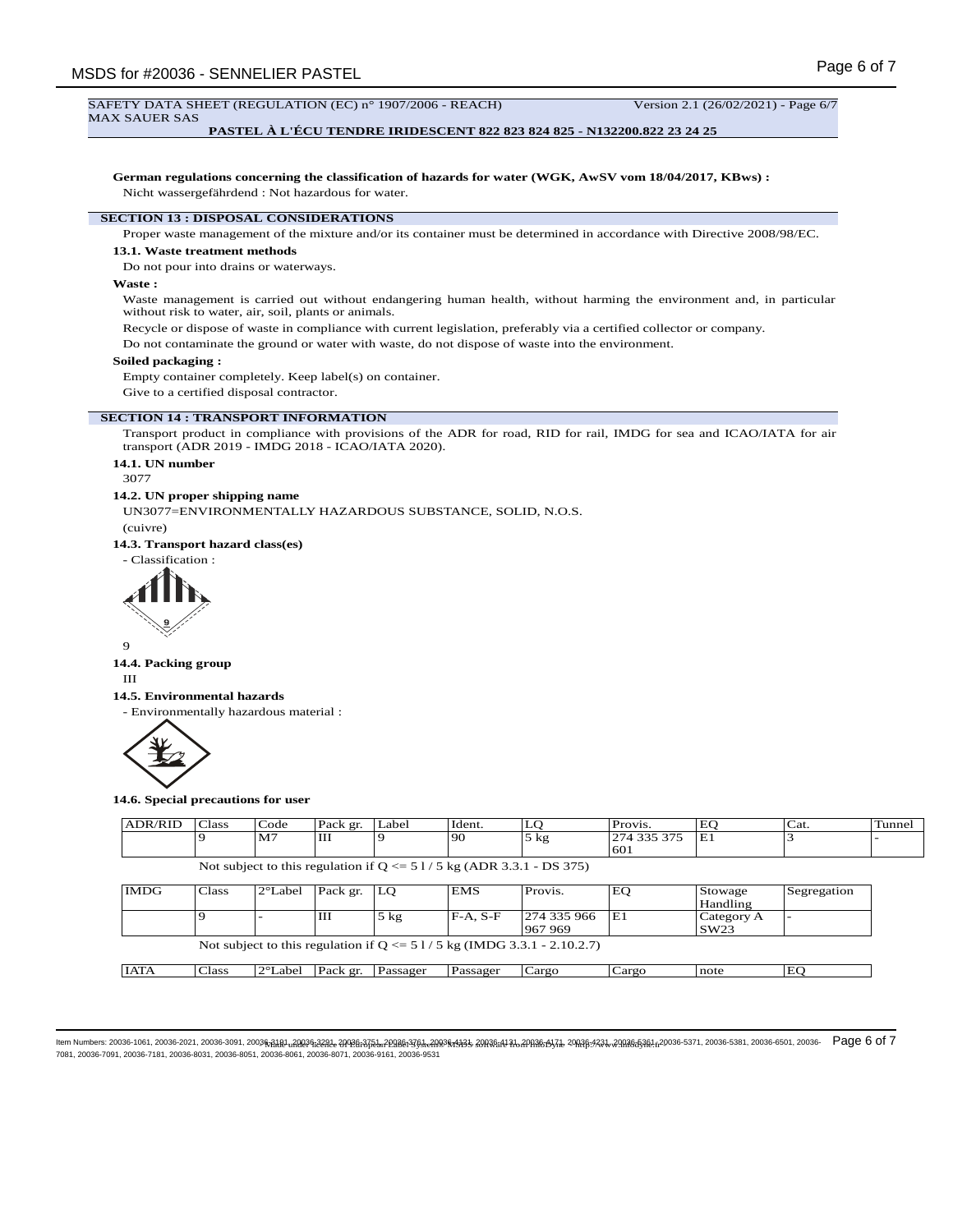SAFETY DATA SHEET (REGULATION (EC) n° 1907/2006 - REACH) Version 2.1 (26/02/2021) - Page 6/7
MAX SAUER SAS
**PASTEL À L'ÉCU TENDRE IRIDESCENT 822 823 824 825 - N132200.822 23 24 25**

**German regulations concerning the classification of hazards for water (WGK, AwSV vom 18/04/2017, KBws) :**

Nicht wassergefährdend : Not hazardous for water.

## SECTION 13 : DISPOSAL CONSIDERATIONS

Proper waste management of the mixture and/or its container must be determined in accordance with Directive 2008/98/EC.

### 13.1. Waste treatment methods

Do not pour into drains or waterways.

**Waste :**

Waste management is carried out without endangering human health, without harming the environment and, in particular without risk to water, air, soil, plants or animals.

Recycle or dispose of waste in compliance with current legislation, preferably via a certified collector or company.

Do not contaminate the ground or water with waste, do not dispose of waste into the environment.

**Soiled packaging :**

Empty container completely. Keep label(s) on container.

Give to a certified disposal contractor.

## SECTION 14 : TRANSPORT INFORMATION

Transport product in compliance with provisions of the ADR for road, RID for rail, IMDG for sea and ICAO/IATA for air transport (ADR 2019 - IMDG 2018 - ICAO/IATA 2020).

### 14.1. UN number

3077

### 14.2. UN proper shipping name

UN3077=ENVIRONMENTALLY HAZARDOUS SUBSTANCE, SOLID, N.O.S.

(cuivre)

### 14.3. Transport hazard class(es)

- Classification :

9

### 14.4. Packing group

III

### 14.5. Environmental hazards

- Environmentally hazardous material :

### 14.6. Special precautions for user

| ADR/RID | Class | Code | Pack gr. | Label | Ident. | LQ | Provis. | EQ | Cat. | Tunnel |
|---|---|---|---|---|---|---|---|---|---|---|
| | 9 | M7 | III | 9 | 90 | 5 kg | 274 335 375 601 | E1 | 3 | - |

Not subject to this regulation if Q <= 5 l / 5 kg (ADR 3.3.1 - DS 375)

| IMDG | Class | 2°Label | Pack gr. | LQ | EMS | Provis. | EQ | Stowage Handling | Segregation |
|---|---|---|---|---|---|---|---|---|---|
| | 9 | - | III | 5 kg | F-A, S-F | 274 335 966 967 969 | E1 | Category A SW23 | - |

Not subject to this regulation if Q <= 5 l / 5 kg (IMDG 3.3.1 - 2.10.2.7)

| IATA | Class | 2°Label | Pack gr. | Passager | Passager | Cargo | Cargo | note | EQ |
|---|---|---|---|---|---|---|---|---|---|

Item Numbers: 20036-1061, 20036-2021, 20036-3091, 20036-3191, 20036-3291, 20036-3751, 20036-3761, 20036-4131, 20036-4131, 20036-4171, 20036-4231, 20036-5361, 20036-5371, 20036-5381, 20036-6501, 20036-7081, 20036-7091, 20036-7181, 20036-8031, 20036-8051, 20036-8061, 20036-8071, 20036-9161, 20036-9531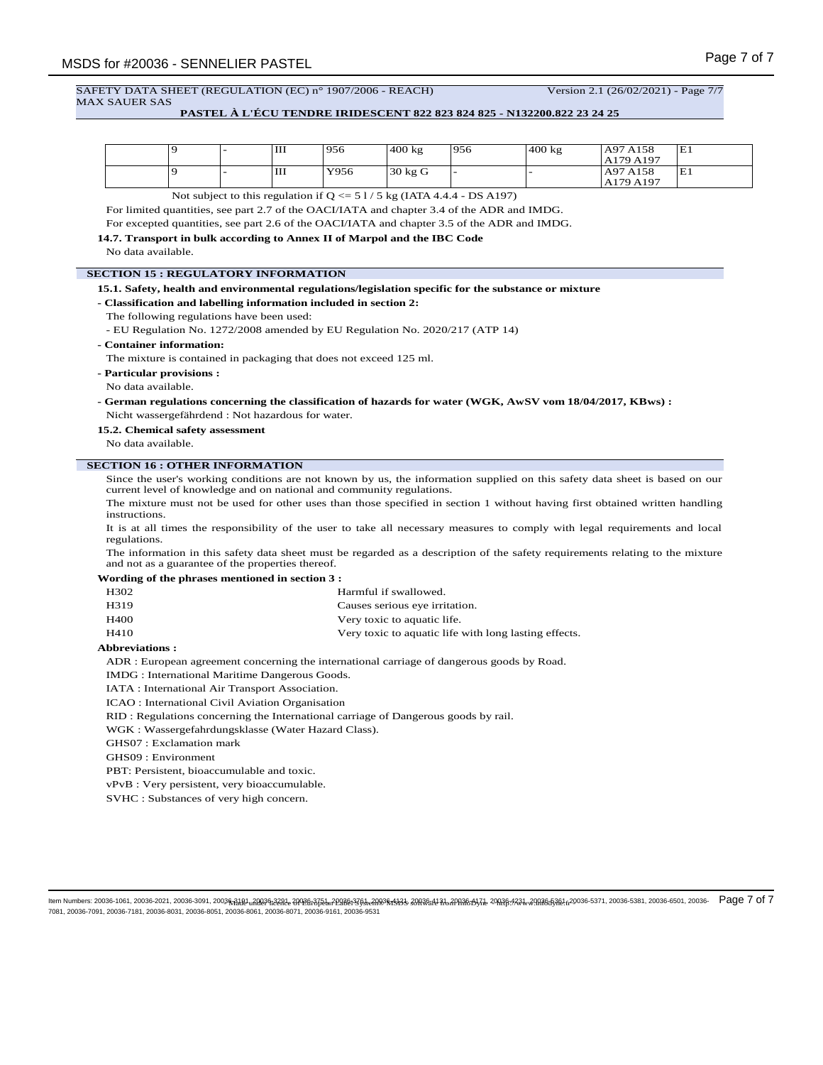SAFETY DATA SHEET (REGULATION (EC) n° 1907/2006 - REACH) Version 2.1 (26/02/2021) - Page 7/7
MAX SAUER SAS

**PASTEL À L'ÉCU TENDRE IRIDESCENT 822 823 824 825 - N132200.822 23 24 25**

| | | | | | | | | | |
|---|---|---|---|---|---|---|---|---|---|
| | 9 | - | III | 956 | 400 kg | 956 | 400 kg | A97 A158 A179 A197 | E1 |
| | 9 | - | III | Y956 | 30 kg G | - | - | A97 A158 A179 A197 | E1 |

Not subject to this regulation if Q <= 5 l / 5 kg (IATA 4.4.4 - DS A197)

For limited quantities, see part 2.7 of the OACI/IATA and chapter 3.4 of the ADR and IMDG.

For excepted quantities, see part 2.6 of the OACI/IATA and chapter 3.5 of the ADR and IMDG.

**14.7. Transport in bulk according to Annex II of Marpol and the IBC Code**

No data available.

## SECTION 15 : REGULATORY INFORMATION

**15.1. Safety, health and environmental regulations/legislation specific for the substance or mixture**

- **Classification and labelling information included in section 2:**

The following regulations have been used:

- EU Regulation No. 1272/2008 amended by EU Regulation No. 2020/217 (ATP 14)

- **Container information:**

The mixture is contained in packaging that does not exceed 125 ml.

- **Particular provisions :**

No data available.

- **German regulations concerning the classification of hazards for water (WGK, AwSV vom 18/04/2017, KBws) :**

Nicht wassergefährdend : Not hazardous for water.

**15.2. Chemical safety assessment**

No data available.

## SECTION 16 : OTHER INFORMATION

Since the user's working conditions are not known by us, the information supplied on this safety data sheet is based on our current level of knowledge and on national and community regulations.

The mixture must not be used for other uses than those specified in section 1 without having first obtained written handling instructions.

It is at all times the responsibility of the user to take all necessary measures to comply with legal requirements and local regulations.

The information in this safety data sheet must be regarded as a description of the safety requirements relating to the mixture and not as a guarantee of the properties thereof.

**Wording of the phrases mentioned in section 3 :**

| | |
|---|---|
| H302 | Harmful if swallowed. |
| H319 | Causes serious eye irritation. |
| H400 | Very toxic to aquatic life. |
| H410 | Very toxic to aquatic life with long lasting effects. |

**Abbreviations :**

ADR : European agreement concerning the international carriage of dangerous goods by Road.

IMDG : International Maritime Dangerous Goods.

IATA : International Air Transport Association.

ICAO : International Civil Aviation Organisation

RID : Regulations concerning the International carriage of Dangerous goods by rail.

WGK : Wassergefahrdungsklasse (Water Hazard Class).

GHS07 : Exclamation mark

GHS09 : Environment

PBT: Persistent, bioaccumulable and toxic.

vPvB : Very persistent, very bioaccumulable.

SVHC : Substances of very high concern.